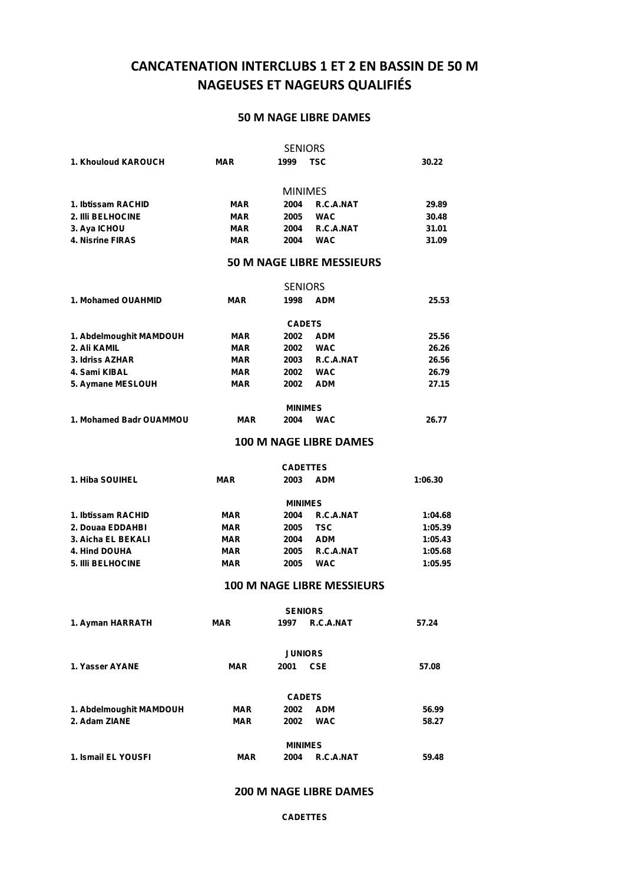# CANCATENATION INTERCLUBS 1 ET 2 EN BASSIN DE 50 M
# NAGEUSES ET NAGEURS QUALIFIÉS

## 50 M NAGE LIBRE DAMES

**SENIORS**

| | | | | |
|---|---|---|---|---|
| 1. Khouloud KAROUCH | MAR | 1999 | TSC | 30.22 |

**MINIMES**

| | | | | |
|---|---|---|---|---|
| 1. Ibtissam RACHID | MAR | 2004 | R.C.A.NAT | 29.89 |
| 2. Illi BELHOCINE | MAR | 2005 | WAC | 30.48 |
| 3. Aya ICHOU | MAR | 2004 | R.C.A.NAT | 31.01 |
| 4. Nisrine FIRAS | MAR | 2004 | WAC | 31.09 |

## 50 M NAGE LIBRE MESSIEURS

**SENIORS**

| | | | | |
|---|---|---|---|---|
| 1. Mohamed OUAHMID | MAR | 1998 | ADM | 25.53 |

**CADETS**

| | | | | |
|---|---|---|---|---|
| 1. Abdelmoughit MAMDOUH | MAR | 2002 | ADM | 25.56 |
| 2. Ali KAMIL | MAR | 2002 | WAC | 26.26 |
| 3. Idriss AZHAR | MAR | 2003 | R.C.A.NAT | 26.56 |
| 4. Sami KIBAL | MAR | 2002 | WAC | 26.79 |
| 5. Aymane MESLOUH | MAR | 2002 | ADM | 27.15 |

**MINIMES**

| | | | | |
|---|---|---|---|---|
| 1. Mohamed Badr OUAMMOU | MAR | 2004 | WAC | 26.77 |

## 100 M NAGE LIBRE DAMES

**CADETTES**

| | | | | |
|---|---|---|---|---|
| 1. Hiba SOUIHEL | MAR | 2003 | ADM | 1:06.30 |

**MINIMES**

| | | | | |
|---|---|---|---|---|
| 1. Ibtissam RACHID | MAR | 2004 | R.C.A.NAT | 1:04.68 |
| 2. Douaa EDDAHBI | MAR | 2005 | TSC | 1:05.39 |
| 3. Aicha EL BEKALI | MAR | 2004 | ADM | 1:05.43 |
| 4. Hind DOUHA | MAR | 2005 | R.C.A.NAT | 1:05.68 |
| 5. Illi BELHOCINE | MAR | 2005 | WAC | 1:05.95 |

## 100 M NAGE LIBRE MESSIEURS

**SENIORS**

| | | | | |
|---|---|---|---|---|
| 1. Ayman HARRATH | MAR | 1997 | R.C.A.NAT | 57.24 |

**JUNIORS**

| | | | | |
|---|---|---|---|---|
| 1. Yasser AYANE | MAR | 2001 | CSE | 57.08 |

**CADETS**

| | | | | |
|---|---|---|---|---|
| 1. Abdelmoughit MAMDOUH | MAR | 2002 | ADM | 56.99 |
| 2. Adam ZIANE | MAR | 2002 | WAC | 58.27 |

**MINIMES**

| | | | | |
|---|---|---|---|---|
| 1. Ismail EL YOUSFI | MAR | 2004 | R.C.A.NAT | 59.48 |

## 200 M NAGE LIBRE DAMES

**CADETTES**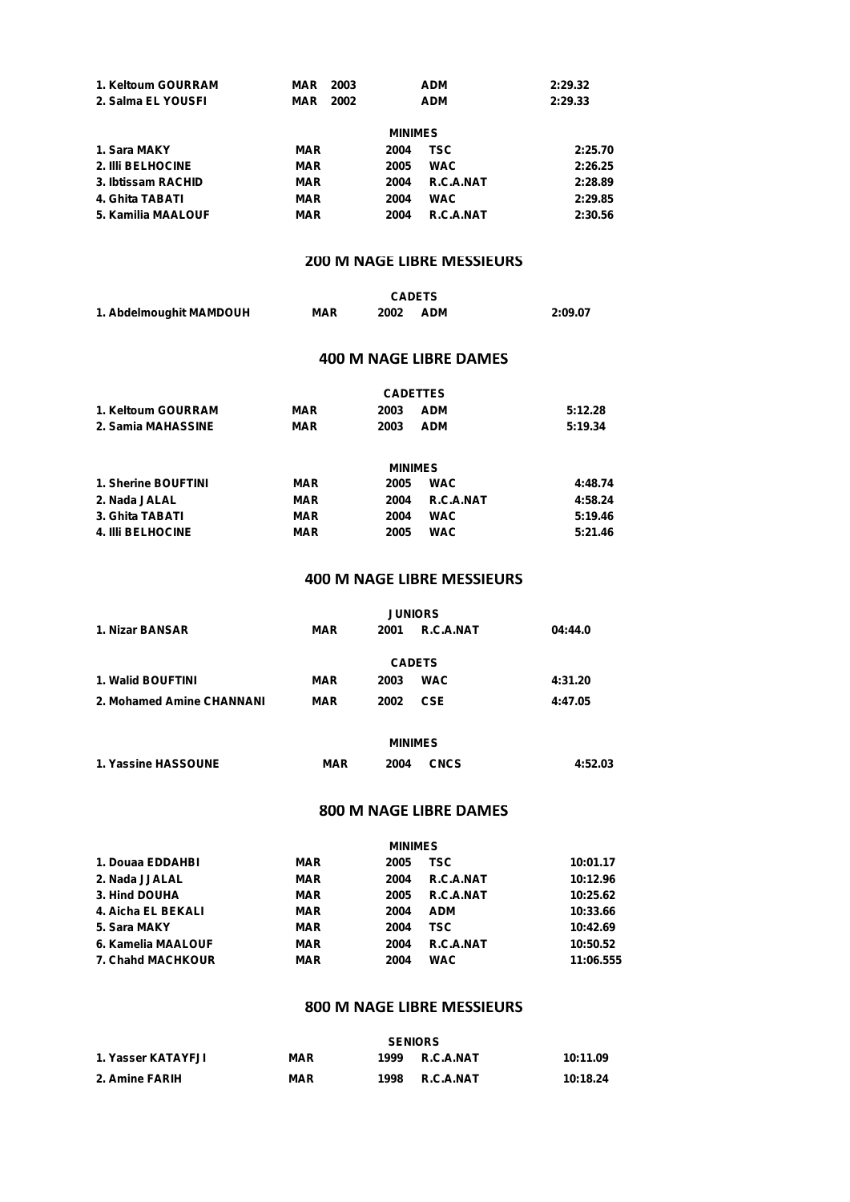| | | | | |
|---|---|---|---|---|
| 1. Keltoum GOURRAM | MAR | 2003 | ADM | 2:29.32 |
| 2. Salma EL YOUSFI | MAR | 2002 | ADM | 2:29.33 |

**MINIMES**

| | | | | |
|---|---|---|---|---|
| 1. Sara MAKY | MAR | 2004 | TSC | 2:25.70 |
| 2. Illi BELHOCINE | MAR | 2005 | WAC | 2:26.25 |
| 3. Ibtissam RACHID | MAR | 2004 | R.C.A.NAT | 2:28.89 |
| 4. Ghita TABATI | MAR | 2004 | WAC | 2:29.85 |
| 5. Kamilia MAALOUF | MAR | 2004 | R.C.A.NAT | 2:30.56 |

## 200 M NAGE LIBRE MESSIEURS

**CADETS**

| | | | | |
|---|---|---|---|---|
| 1. Abdelmoughit MAMDOUH | MAR | 2002 | ADM | 2:09.07 |

## 400 M NAGE LIBRE DAMES

**CADETTES**

| | | | | |
|---|---|---|---|---|
| 1. Keltoum GOURRAM | MAR | 2003 | ADM | 5:12.28 |
| 2. Samia MAHASSINE | MAR | 2003 | ADM | 5:19.34 |

**MINIMES**

| | | | | |
|---|---|---|---|---|
| 1. Sherine BOUFTINI | MAR | 2005 | WAC | 4:48.74 |
| 2. Nada JALAL | MAR | 2004 | R.C.A.NAT | 4:58.24 |
| 3. Ghita TABATI | MAR | 2004 | WAC | 5:19.46 |
| 4. Illi BELHOCINE | MAR | 2005 | WAC | 5:21.46 |

## 400 M NAGE LIBRE MESSIEURS

**JUNIORS**

| | | | | |
|---|---|---|---|---|
| 1. Nizar BANSAR | MAR | 2001 | R.C.A.NAT | 04:44.0 |

**CADETS**

| | | | | |
|---|---|---|---|---|
| 1. Walid BOUFTINI | MAR | 2003 | WAC | 4:31.20 |
| 2. Mohamed Amine CHANNANI | MAR | 2002 | CSE | 4:47.05 |

**MINIMES**

| | | | | |
|---|---|---|---|---|
| 1. Yassine HASSOUNE | MAR | 2004 | CNCS | 4:52.03 |

## 800 M NAGE LIBRE DAMES

**MINIMES**

| | | | | |
|---|---|---|---|---|
| 1. Douaa EDDAHBI | MAR | 2005 | TSC | 10:01.17 |
| 2. Nada JJALAL | MAR | 2004 | R.C.A.NAT | 10:12.96 |
| 3. Hind DOUHA | MAR | 2005 | R.C.A.NAT | 10:25.62 |
| 4. Aicha EL BEKALI | MAR | 2004 | ADM | 10:33.66 |
| 5. Sara MAKY | MAR | 2004 | TSC | 10:42.69 |
| 6. Kamelia MAALOUF | MAR | 2004 | R.C.A.NAT | 10:50.52 |
| 7. Chahd MACHKOUR | MAR | 2004 | WAC | 11:06.555 |

## 800 M NAGE LIBRE MESSIEURS

**SENIORS**

| | | | | |
|---|---|---|---|---|
| 1. Yasser KATAYFJI | MAR | 1999 | R.C.A.NAT | 10:11.09 |
| 2. Amine FARIH | MAR | 1998 | R.C.A.NAT | 10:18.24 |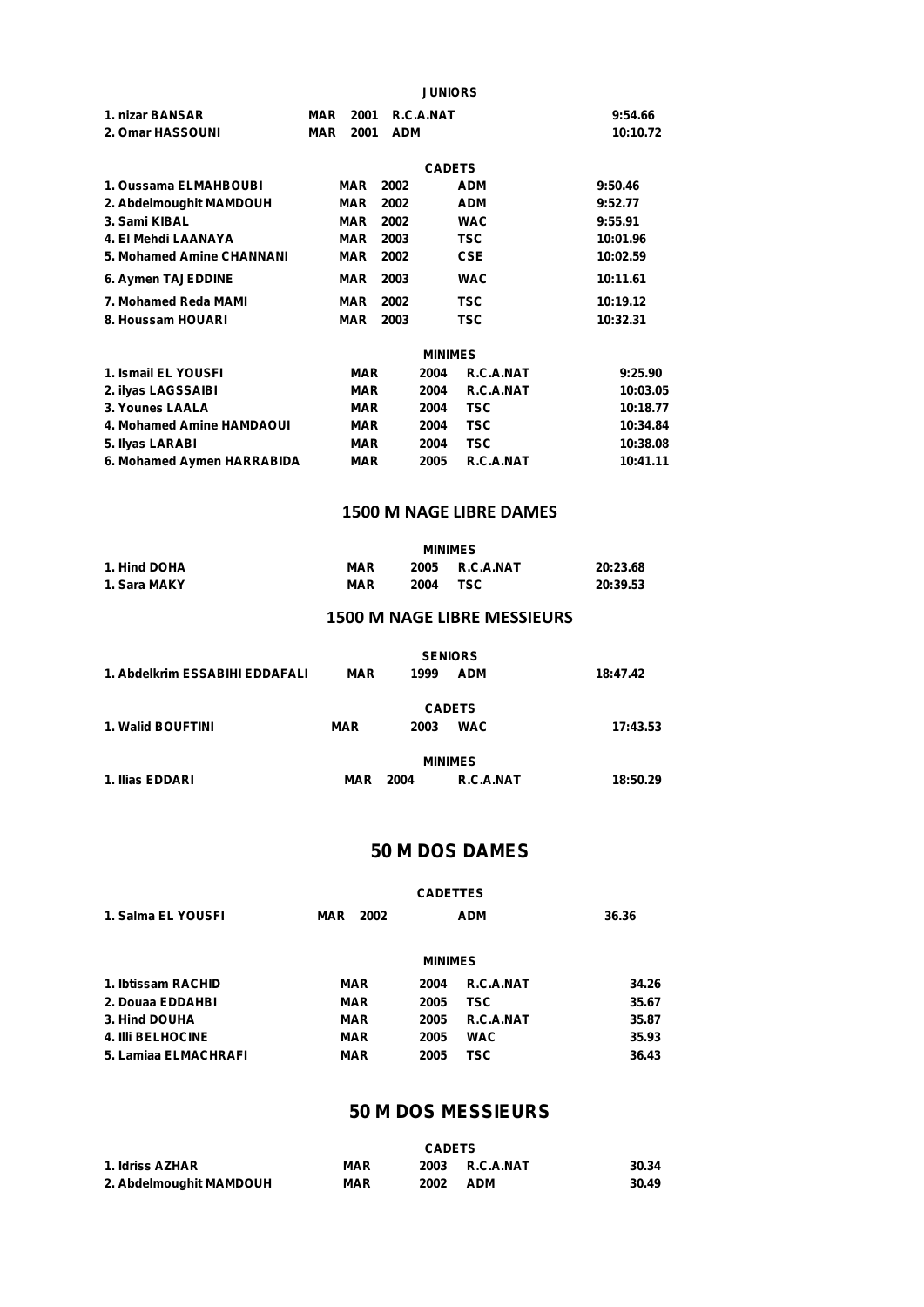**JUNIORS**

| | | | | |
|---|---|---|---|---|
| 1. nizar BANSAR | MAR | 2001 | R.C.A.NAT | 9:54.66 |
| 2. Omar HASSOUNI | MAR | 2001 | ADM | 10:10.72 |

**CADETS**

| | | | | |
|---|---|---|---|---|
| 1. Oussama ELMAHBOUBI | MAR | 2002 | ADM | 9:50.46 |
| 2. Abdelmoughit MAMDOUH | MAR | 2002 | ADM | 9:52.77 |
| 3. Sami KIBAL | MAR | 2002 | WAC | 9:55.91 |
| 4. El Mehdi LAANAYA | MAR | 2003 | TSC | 10:01.96 |
| 5. Mohamed Amine CHANNANI | MAR | 2002 | CSE | 10:02.59 |
| 6. Aymen TAJEDDINE | MAR | 2003 | WAC | 10:11.61 |
| 7. Mohamed Reda MAMI | MAR | 2002 | TSC | 10:19.12 |
| 8. Houssam HOUARI | MAR | 2003 | TSC | 10:32.31 |

**MINIMES**

| | | | | |
|---|---|---|---|---|
| 1. Ismail EL YOUSFI | MAR | 2004 | R.C.A.NAT | 9:25.90 |
| 2. ilyas LAGSSAIBI | MAR | 2004 | R.C.A.NAT | 10:03.05 |
| 3. Younes LAALA | MAR | 2004 | TSC | 10:18.77 |
| 4. Mohamed Amine HAMDAOUI | MAR | 2004 | TSC | 10:34.84 |
| 5. Ilyas LARABI | MAR | 2004 | TSC | 10:38.08 |
| 6. Mohamed Aymen HARRABIDA | MAR | 2005 | R.C.A.NAT | 10:41.11 |

## 1500 M NAGE LIBRE DAMES

**MINIMES**

| | | | | |
|---|---|---|---|---|
| 1. Hind DOHA | MAR | 2005 | R.C.A.NAT | 20:23.68 |
| 1. Sara MAKY | MAR | 2004 | TSC | 20:39.53 |

## 1500 M NAGE LIBRE MESSIEURS

**SENIORS**

| | | | | |
|---|---|---|---|---|
| 1. Abdelkrim ESSABIHI EDDAFALI | MAR | 1999 | ADM | 18:47.42 |

**CADETS**

| | | | | |
|---|---|---|---|---|
| 1. Walid BOUFTINI | MAR | 2003 | WAC | 17:43.53 |

**MINIMES**

| | | | | |
|---|---|---|---|---|
| 1. Ilias EDDARI | MAR | 2004 | R.C.A.NAT | 18:50.29 |

## 50 M DOS DAMES

**CADETTES**

| | | | | |
|---|---|---|---|---|
| 1. Salma EL YOUSFI | MAR | 2002 | ADM | 36.36 |

**MINIMES**

| | | | | |
|---|---|---|---|---|
| 1. Ibtissam RACHID | MAR | 2004 | R.C.A.NAT | 34.26 |
| 2. Douaa EDDAHBI | MAR | 2005 | TSC | 35.67 |
| 3. Hind DOUHA | MAR | 2005 | R.C.A.NAT | 35.87 |
| 4. Illi BELHOCINE | MAR | 2005 | WAC | 35.93 |
| 5. Lamiaa ELMACHRAFI | MAR | 2005 | TSC | 36.43 |

## 50 M DOS MESSIEURS

**CADETS**

| | | | | |
|---|---|---|---|---|
| 1. Idriss AZHAR | MAR | 2003 | R.C.A.NAT | 30.34 |
| 2. Abdelmoughit MAMDOUH | MAR | 2002 | ADM | 30.49 |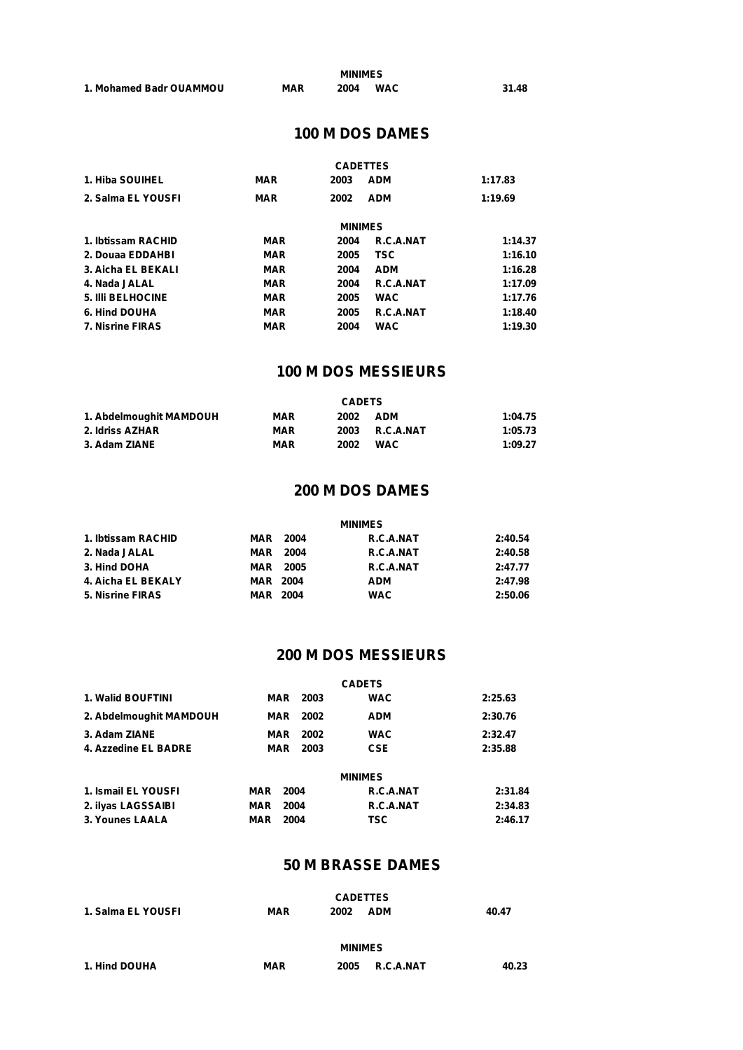**MINIMES**

| | | | | |
|---|---|---|---|---|
| 1. Mohamed Badr OUAMMOU | MAR | 2004 | WAC | 31.48 |

## 100 M DOS DAMES

**CADETTES**

| | | | | |
|---|---|---|---|---|
| 1. Hiba SOUIHEL | MAR | 2003 | ADM | 1:17.83 |
| 2. Salma EL YOUSFI | MAR | 2002 | ADM | 1:19.69 |

**MINIMES**

| | | | | |
|---|---|---|---|---|
| 1. Ibtissam RACHID | MAR | 2004 | R.C.A.NAT | 1:14.37 |
| 2. Douaa EDDAHBI | MAR | 2005 | TSC | 1:16.10 |
| 3. Aicha EL BEKALI | MAR | 2004 | ADM | 1:16.28 |
| 4. Nada JALAL | MAR | 2004 | R.C.A.NAT | 1:17.09 |
| 5. Illi BELHOCINE | MAR | 2005 | WAC | 1:17.76 |
| 6. Hind DOUHA | MAR | 2005 | R.C.A.NAT | 1:18.40 |
| 7. Nisrine FIRAS | MAR | 2004 | WAC | 1:19.30 |

## 100 M DOS MESSIEURS

**CADETS**

| | | | | |
|---|---|---|---|---|
| 1. Abdelmoughit MAMDOUH | MAR | 2002 | ADM | 1:04.75 |
| 2. Idriss AZHAR | MAR | 2003 | R.C.A.NAT | 1:05.73 |
| 3. Adam ZIANE | MAR | 2002 | WAC | 1:09.27 |

## 200 M DOS DAMES

**MINIMES**

| | | | | |
|---|---|---|---|---|
| 1. Ibtissam RACHID | MAR | 2004 | R.C.A.NAT | 2:40.54 |
| 2. Nada JALAL | MAR | 2004 | R.C.A.NAT | 2:40.58 |
| 3. Hind DOHA | MAR | 2005 | R.C.A.NAT | 2:47.77 |
| 4. Aicha EL BEKALY | MAR | 2004 | ADM | 2:47.98 |
| 5. Nisrine FIRAS | MAR | 2004 | WAC | 2:50.06 |

## 200 M DOS MESSIEURS

**CADETS**

| | | | | |
|---|---|---|---|---|
| 1. Walid BOUFTINI | MAR | 2003 | WAC | 2:25.63 |
| 2. Abdelmoughit MAMDOUH | MAR | 2002 | ADM | 2:30.76 |
| 3. Adam ZIANE | MAR | 2002 | WAC | 2:32.47 |
| 4. Azzedine EL BADRE | MAR | 2003 | CSE | 2:35.88 |

**MINIMES**

| | | | | |
|---|---|---|---|---|
| 1. Ismail EL YOUSFI | MAR | 2004 | R.C.A.NAT | 2:31.84 |
| 2. ilyas LAGSSAIBI | MAR | 2004 | R.C.A.NAT | 2:34.83 |
| 3. Younes LAALA | MAR | 2004 | TSC | 2:46.17 |

## 50 M BRASSE DAMES

**CADETTES**

| | | | | |
|---|---|---|---|---|
| 1. Salma EL YOUSFI | MAR | 2002 | ADM | 40.47 |

**MINIMES**

| | | | | |
|---|---|---|---|---|
| 1. Hind DOUHA | MAR | 2005 | R.C.A.NAT | 40.23 |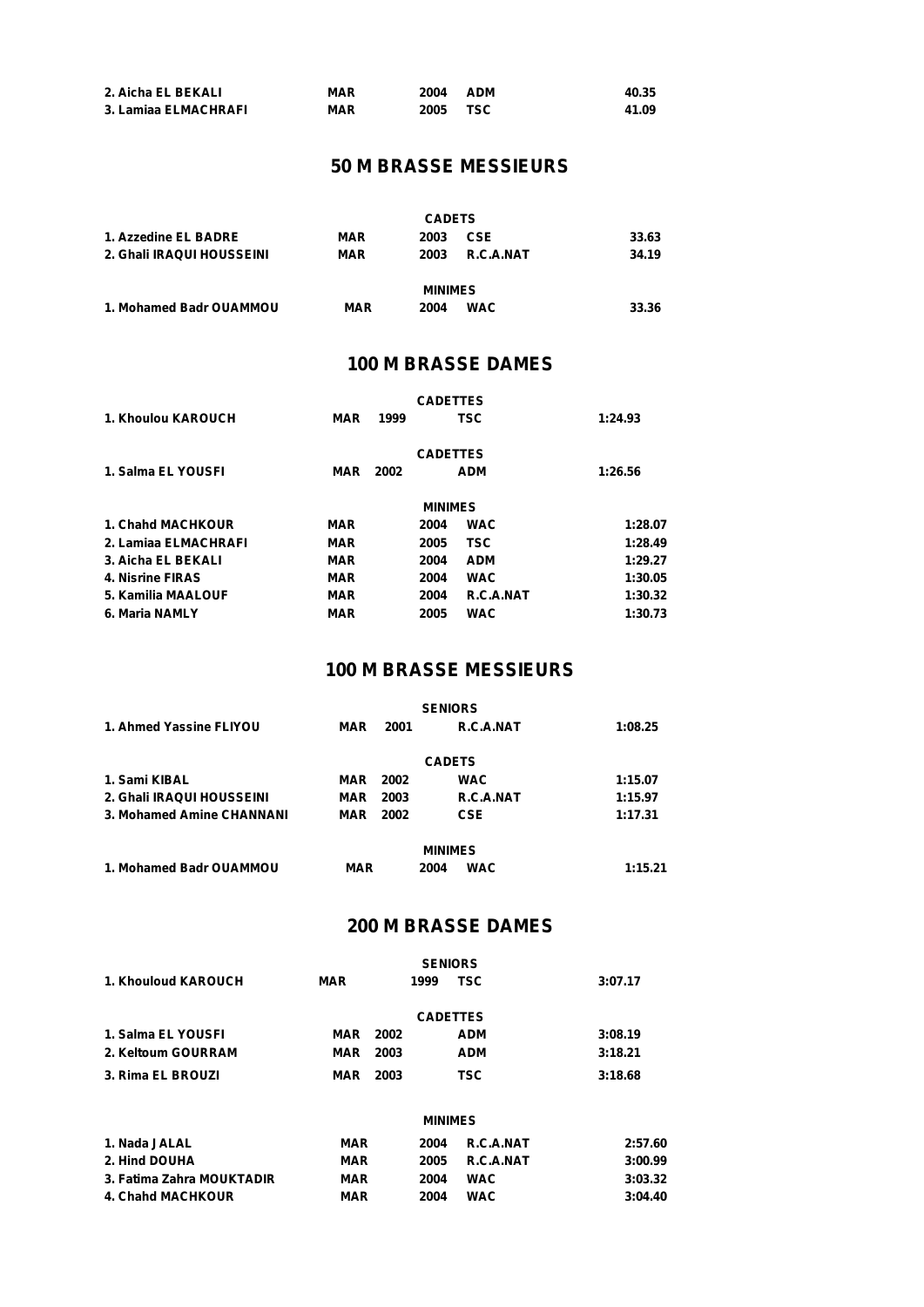| | | | | |
|---|---|---|---|---|
| 2. Aicha EL BEKALI | MAR | 2004 | ADM | 40.35 |
| 3. Lamiaa ELMACHRAFI | MAR | 2005 | TSC | 41.09 |

## 50 M BRASSE MESSIEURS

**CADETS**

| | | | | |
|---|---|---|---|---|
| 1. Azzedine EL BADRE | MAR | 2003 | CSE | 33.63 |
| 2. Ghali IRAQUI HOUSSEINI | MAR | 2003 | R.C.A.NAT | 34.19 |

**MINIMES**

| | | | | |
|---|---|---|---|---|
| 1. Mohamed Badr OUAMMOU | MAR | 2004 | WAC | 33.36 |

## 100 M BRASSE DAMES

**CADETTES**

| | | | | |
|---|---|---|---|---|
| 1. Khoulou KAROUCH | MAR | 1999 | TSC | 1:24.93 |

**CADETTES**

| | | | | |
|---|---|---|---|---|
| 1. Salma EL YOUSFI | MAR | 2002 | ADM | 1:26.56 |

**MINIMES**

| | | | | |
|---|---|---|---|---|
| 1. Chahd MACHKOUR | MAR | 2004 | WAC | 1:28.07 |
| 2. Lamiaa ELMACHRAFI | MAR | 2005 | TSC | 1:28.49 |
| 3. Aicha EL BEKALI | MAR | 2004 | ADM | 1:29.27 |
| 4. Nisrine FIRAS | MAR | 2004 | WAC | 1:30.05 |
| 5. Kamilia MAALOUF | MAR | 2004 | R.C.A.NAT | 1:30.32 |
| 6. Maria NAMLY | MAR | 2005 | WAC | 1:30.73 |

## 100 M BRASSE MESSIEURS

**SENIORS**

| | | | | |
|---|---|---|---|---|
| 1. Ahmed Yassine FLIYOU | MAR | 2001 | R.C.A.NAT | 1:08.25 |

**CADETS**

| | | | | |
|---|---|---|---|---|
| 1. Sami KIBAL | MAR | 2002 | WAC | 1:15.07 |
| 2. Ghali IRAQUI HOUSSEINI | MAR | 2003 | R.C.A.NAT | 1:15.97 |
| 3. Mohamed Amine CHANNANI | MAR | 2002 | CSE | 1:17.31 |

**MINIMES**

| | | | | |
|---|---|---|---|---|
| 1. Mohamed Badr OUAMMOU | MAR | 2004 | WAC | 1:15.21 |

## 200 M BRASSE DAMES

**SENIORS**

| | | | | |
|---|---|---|---|---|
| 1. Khouloud KAROUCH | MAR | 1999 | TSC | 3:07.17 |

**CADETTES**

| | | | | |
|---|---|---|---|---|
| 1. Salma EL YOUSFI | MAR | 2002 | ADM | 3:08.19 |
| 2. Keltoum GOURRAM | MAR | 2003 | ADM | 3:18.21 |
| 3. Rima EL BROUZI | MAR | 2003 | TSC | 3:18.68 |

**MINIMES**

| | | | | |
|---|---|---|---|---|
| 1. Nada JALAL | MAR | 2004 | R.C.A.NAT | 2:57.60 |
| 2. Hind DOUHA | MAR | 2005 | R.C.A.NAT | 3:00.99 |
| 3. Fatima Zahra MOUKTADIR | MAR | 2004 | WAC | 3:03.32 |
| 4. Chahd MACHKOUR | MAR | 2004 | WAC | 3:04.40 |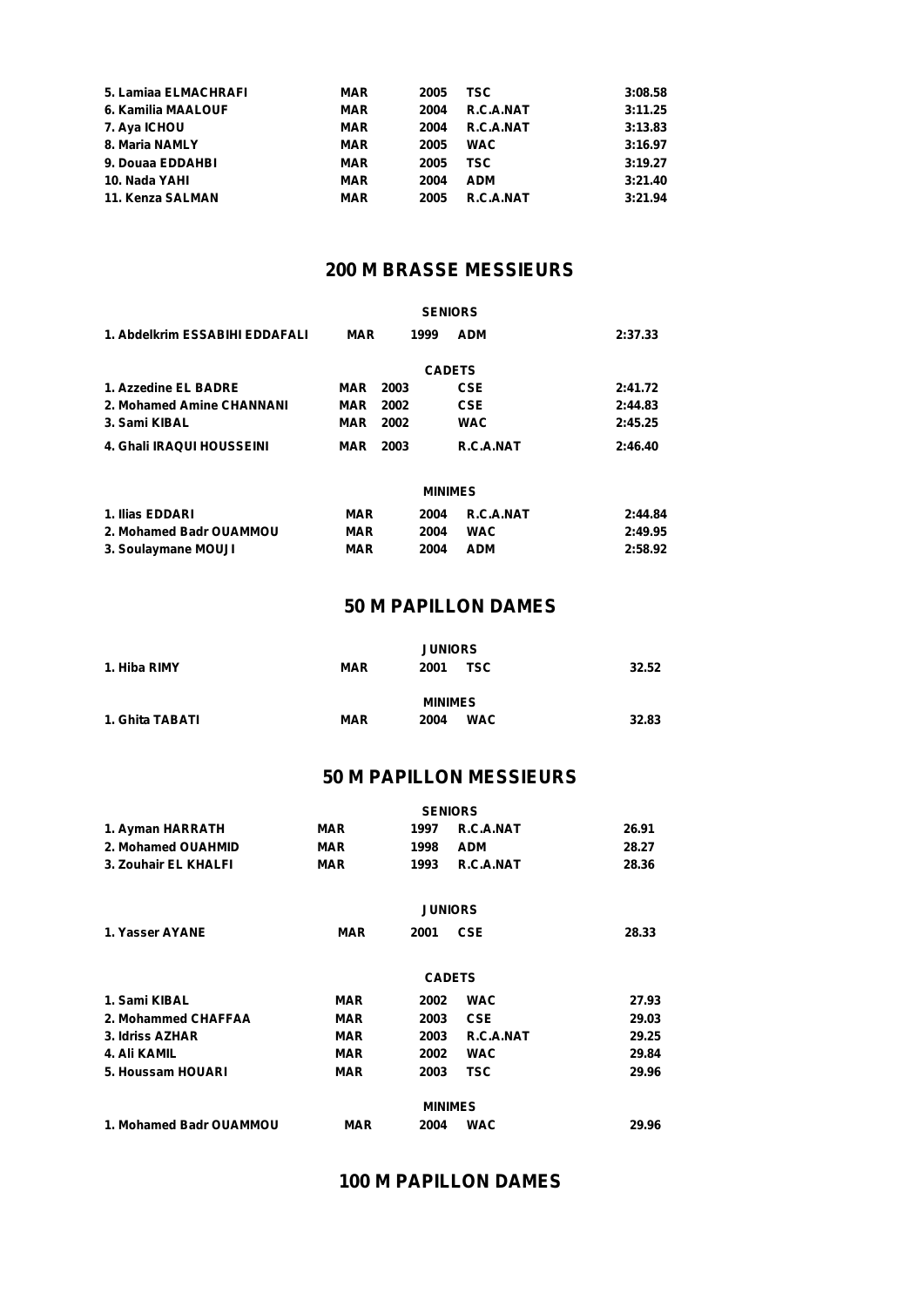| | | | | |
|---|---|---|---|---|
| 5. Lamiaa ELMACHRAFI | MAR | 2005 | TSC | 3:08.58 |
| 6. Kamilia MAALOUF | MAR | 2004 | R.C.A.NAT | 3:11.25 |
| 7. Aya ICHOU | MAR | 2004 | R.C.A.NAT | 3:13.83 |
| 8. Maria NAMLY | MAR | 2005 | WAC | 3:16.97 |
| 9. Douaa EDDAHBI | MAR | 2005 | TSC | 3:19.27 |
| 10. Nada YAHI | MAR | 2004 | ADM | 3:21.40 |
| 11. Kenza SALMAN | MAR | 2005 | R.C.A.NAT | 3:21.94 |

## 200 M BRASSE MESSIEURS

**SENIORS**

| | | | | |
|---|---|---|---|---|
| 1. Abdelkrim ESSABIHI EDDAFALI | MAR | 1999 | ADM | 2:37.33 |

**CADETS**

| | | | | |
|---|---|---|---|---|
| 1. Azzedine EL BADRE | MAR | 2003 | CSE | 2:41.72 |
| 2. Mohamed Amine CHANNANI | MAR | 2002 | CSE | 2:44.83 |
| 3. Sami KIBAL | MAR | 2002 | WAC | 2:45.25 |
| 4. Ghali IRAQUI HOUSSEINI | MAR | 2003 | R.C.A.NAT | 2:46.40 |

**MINIMES**

| | | | | |
|---|---|---|---|---|
| 1. Ilias EDDARI | MAR | 2004 | R.C.A.NAT | 2:44.84 |
| 2. Mohamed Badr OUAMMOU | MAR | 2004 | WAC | 2:49.95 |
| 3. Soulaymane MOUJI | MAR | 2004 | ADM | 2:58.92 |

## 50 M PAPILLON DAMES

**JUNIORS**

| | | | | |
|---|---|---|---|---|
| 1. Hiba RIMY | MAR | 2001 | TSC | 32.52 |

**MINIMES**

| | | | | |
|---|---|---|---|---|
| 1. Ghita TABATI | MAR | 2004 | WAC | 32.83 |

## 50 M PAPILLON MESSIEURS

**SENIORS**

| | | | | |
|---|---|---|---|---|
| 1. Ayman HARRATH | MAR | 1997 | R.C.A.NAT | 26.91 |
| 2. Mohamed OUAHMID | MAR | 1998 | ADM | 28.27 |
| 3. Zouhair EL KHALFI | MAR | 1993 | R.C.A.NAT | 28.36 |

**JUNIORS**

| | | | | |
|---|---|---|---|---|
| 1. Yasser AYANE | MAR | 2001 | CSE | 28.33 |

**CADETS**

| | | | | |
|---|---|---|---|---|
| 1. Sami KIBAL | MAR | 2002 | WAC | 27.93 |
| 2. Mohammed CHAFFAA | MAR | 2003 | CSE | 29.03 |
| 3. Idriss AZHAR | MAR | 2003 | R.C.A.NAT | 29.25 |
| 4. Ali KAMIL | MAR | 2002 | WAC | 29.84 |
| 5. Houssam HOUARI | MAR | 2003 | TSC | 29.96 |

**MINIMES**

| | | | | |
|---|---|---|---|---|
| 1. Mohamed Badr OUAMMOU | MAR | 2004 | WAC | 29.96 |

## 100 M PAPILLON DAMES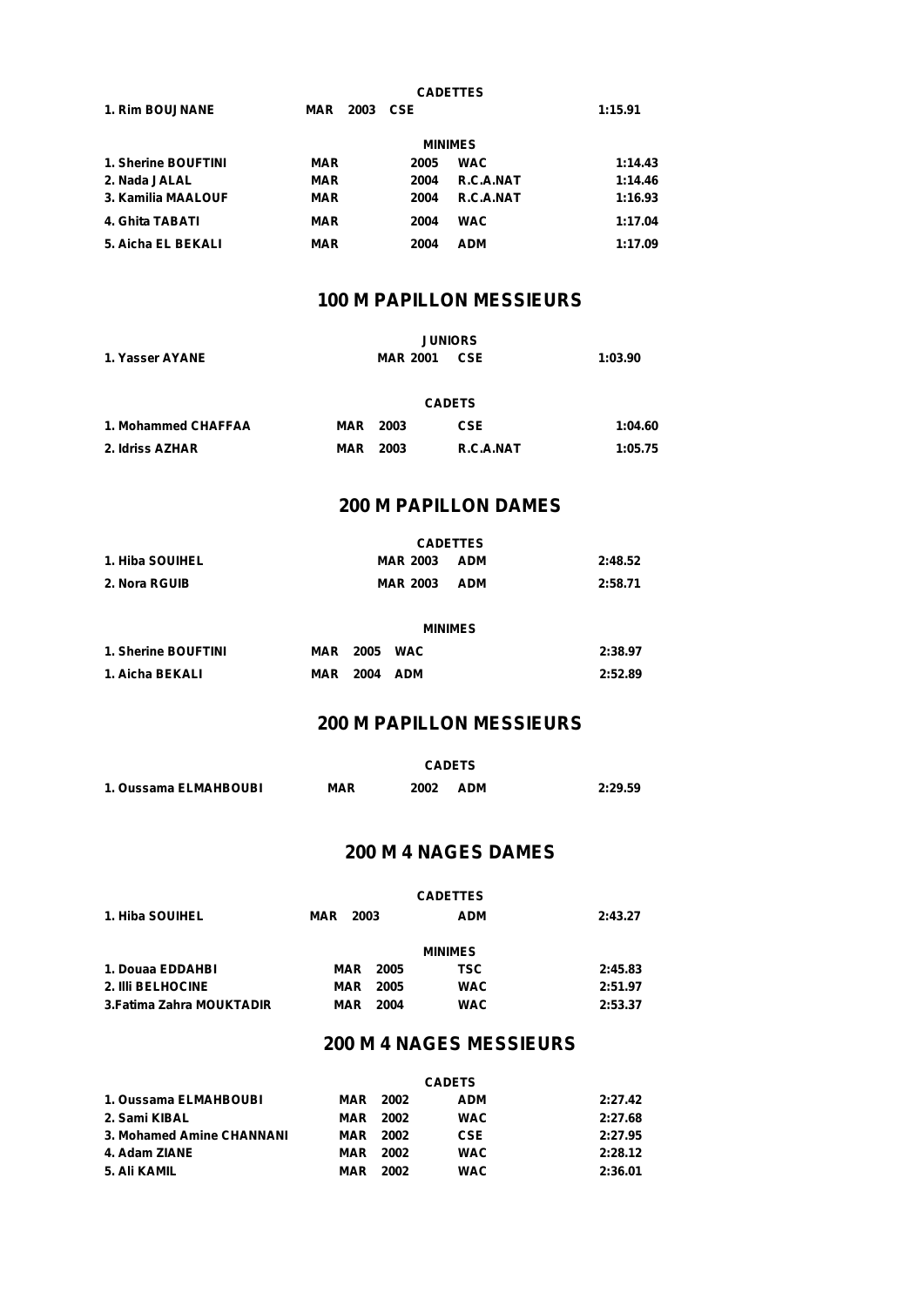**CADETTES**

| | | | | |
|---|---|---|---|---|
| 1. Rim BOUJNANE | MAR | 2003 | CSE | 1:15.91 |

**MINIMES**

| | | | | |
|---|---|---|---|---|
| 1. Sherine BOUFTINI | MAR | 2005 | WAC | 1:14.43 |
| 2. Nada JALAL | MAR | 2004 | R.C.A.NAT | 1:14.46 |
| 3. Kamilia MAALOUF | MAR | 2004 | R.C.A.NAT | 1:16.93 |
| 4. Ghita TABATI | MAR | 2004 | WAC | 1:17.04 |
| 5. Aicha EL BEKALI | MAR | 2004 | ADM | 1:17.09 |

## 100 M PAPILLON MESSIEURS

**JUNIORS**

| | | | | |
|---|---|---|---|---|
| 1. Yasser AYANE | MAR | 2001 | CSE | 1:03.90 |

**CADETS**

| | | | | |
|---|---|---|---|---|
| 1. Mohammed CHAFFAA | MAR | 2003 | CSE | 1:04.60 |
| 2. Idriss AZHAR | MAR | 2003 | R.C.A.NAT | 1:05.75 |

## 200 M PAPILLON DAMES

**CADETTES**

| | | | | |
|---|---|---|---|---|
| 1. Hiba SOUIHEL | MAR | 2003 | ADM | 2:48.52 |
| 2. Nora RGUIB | MAR | 2003 | ADM | 2:58.71 |

**MINIMES**

| | | | | |
|---|---|---|---|---|
| 1. Sherine BOUFTINI | MAR | 2005 | WAC | 2:38.97 |
| 1. Aicha BEKALI | MAR | 2004 | ADM | 2:52.89 |

## 200 M PAPILLON MESSIEURS

**CADETS**

| | | | | |
|---|---|---|---|---|
| 1. Oussama ELMAHBOUBI | MAR | 2002 | ADM | 2:29.59 |

## 200 M 4 NAGES DAMES

**CADETTES**

| | | | | |
|---|---|---|---|---|
| 1. Hiba SOUIHEL | MAR | 2003 | ADM | 2:43.27 |

**MINIMES**

| | | | | |
|---|---|---|---|---|
| 1. Douaa EDDAHBI | MAR | 2005 | TSC | 2:45.83 |
| 2. Illi BELHOCINE | MAR | 2005 | WAC | 2:51.97 |
| 3.Fatima Zahra MOUKTADIR | MAR | 2004 | WAC | 2:53.37 |

## 200 M 4 NAGES MESSIEURS

**CADETS**

| | | | | |
|---|---|---|---|---|
| 1. Oussama ELMAHBOUBI | MAR | 2002 | ADM | 2:27.42 |
| 2. Sami KIBAL | MAR | 2002 | WAC | 2:27.68 |
| 3. Mohamed Amine CHANNANI | MAR | 2002 | CSE | 2:27.95 |
| 4. Adam ZIANE | MAR | 2002 | WAC | 2:28.12 |
| 5. Ali KAMIL | MAR | 2002 | WAC | 2:36.01 |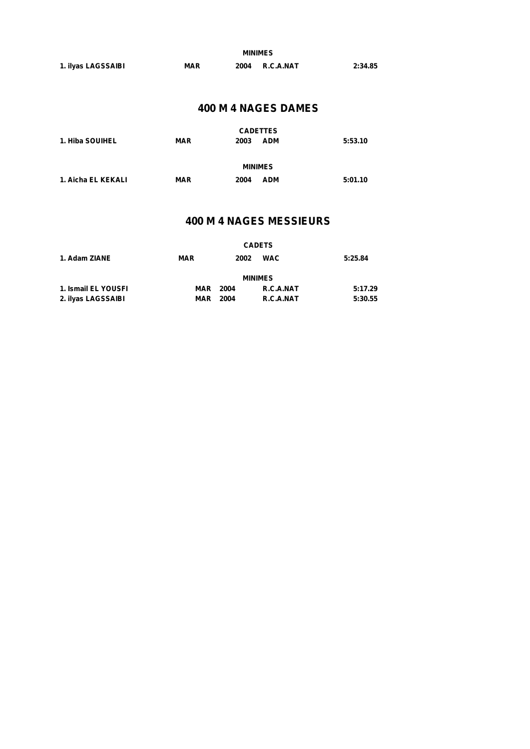**MINIMES**

| | | | | |
|---|---|---|---|---|
| 1. ilyas LAGSSAIBI | MAR | 2004 | R.C.A.NAT | 2:34.85 |

## 400 M 4 NAGES DAMES

**CADETTES**

| | | | | |
|---|---|---|---|---|
| 1. Hiba SOUIHEL | MAR | 2003 | ADM | 5:53.10 |

**MINIMES**

| | | | | |
|---|---|---|---|---|
| 1. Aicha EL KEKALI | MAR | 2004 | ADM | 5:01.10 |

## 400 M 4 NAGES MESSIEURS

**CADETS**

| | | | | |
|---|---|---|---|---|
| 1. Adam ZIANE | MAR | 2002 | WAC | 5:25.84 |

**MINIMES**

| | | | | |
|---|---|---|---|---|
| 1. Ismail EL YOUSFI | MAR | 2004 | R.C.A.NAT | 5:17.29 |
| 2. ilyas LAGSSAIBI | MAR | 2004 | R.C.A.NAT | 5:30.55 |